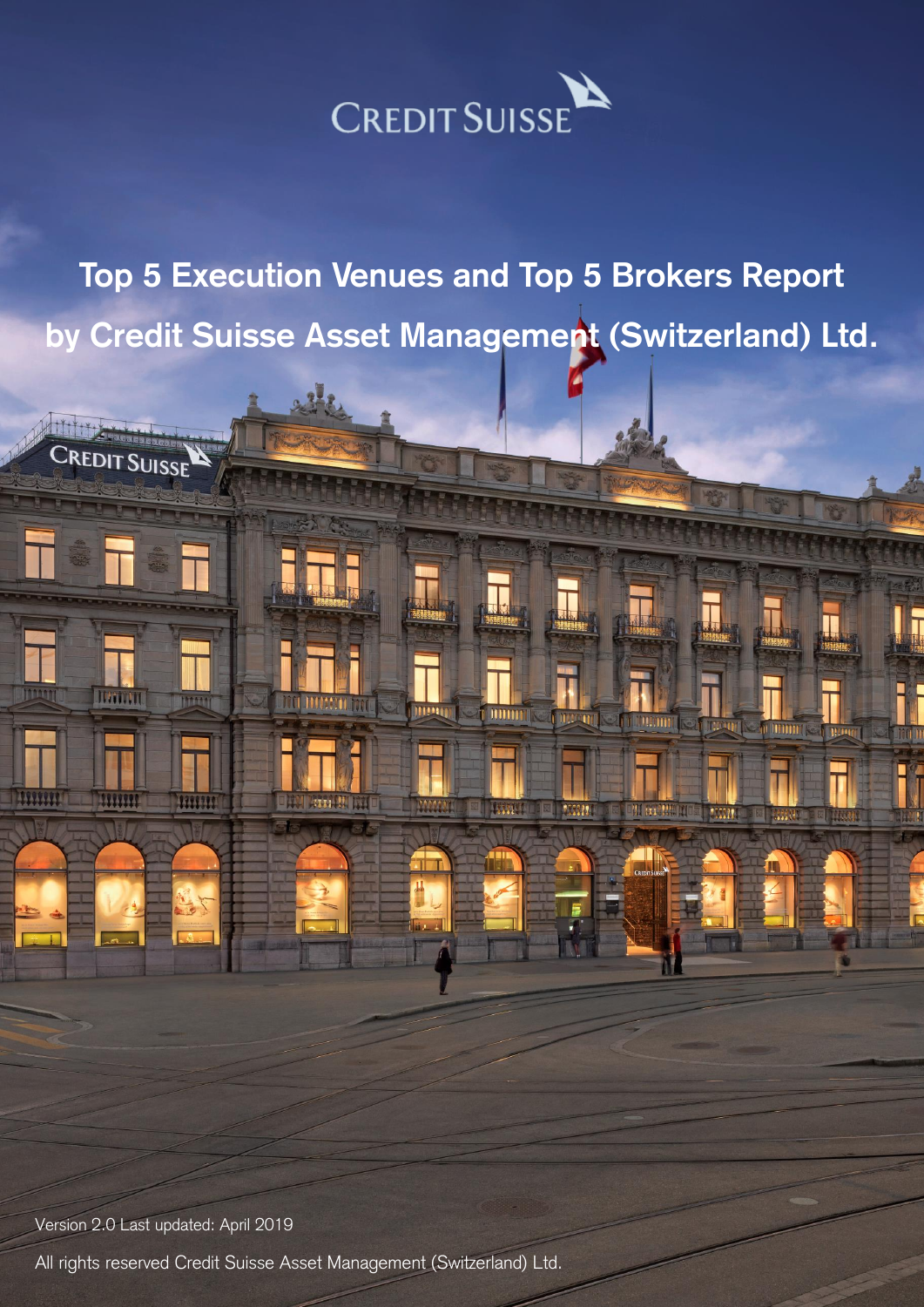CREDIT SUISSE

# Top 5 Execution Venues and Top 5 Brokers Report by Credit Suisse Asset Management (Switzerland) Ltd.

Version 2.0 Last updated: April 2019

All rights reserved Credit Suisse Asset Management (Switzerland) Ltd.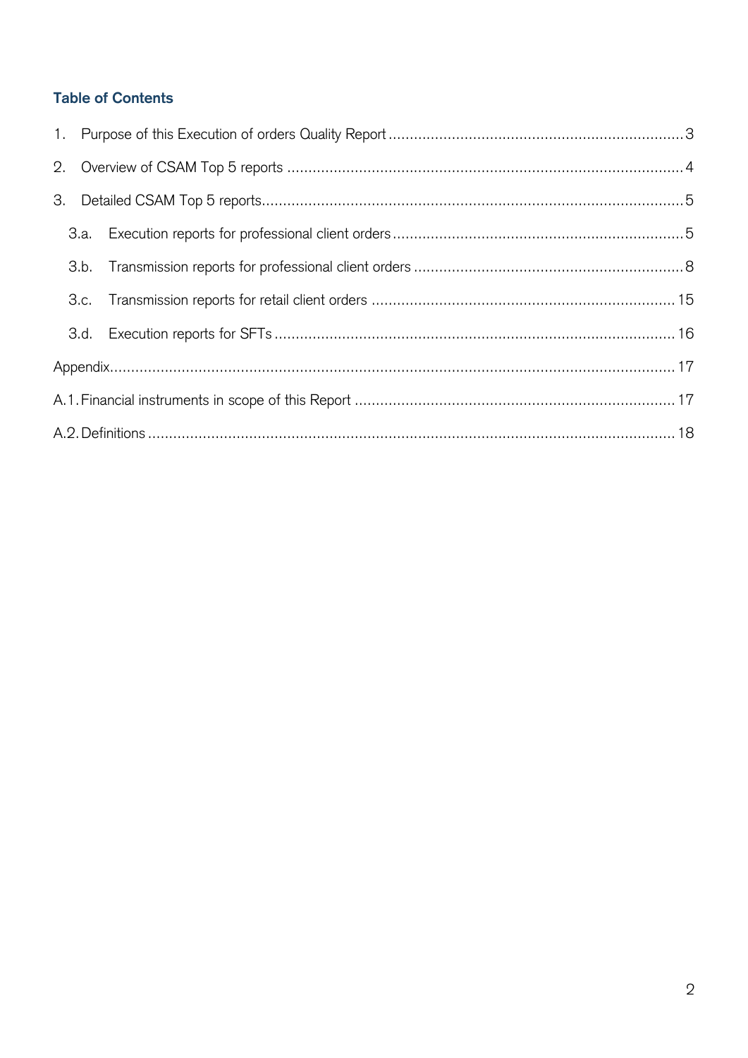## Table of Contents

1. Purpose of this Execution of orders Quality Report ..... 3
2. Overview of CSAM Top 5 reports ..... 4
3. Detailed CSAM Top 5 reports ..... 5
   - 3.a. Execution reports for professional client orders ..... 5
   - 3.b. Transmission reports for professional client orders ..... 8
   - 3.c. Transmission reports for retail client orders ..... 15
   - 3.d. Execution reports for SFTs ..... 16

Appendix ..... 17

A.1. Financial instruments in scope of this Report ..... 17

A.2. Definitions ..... 18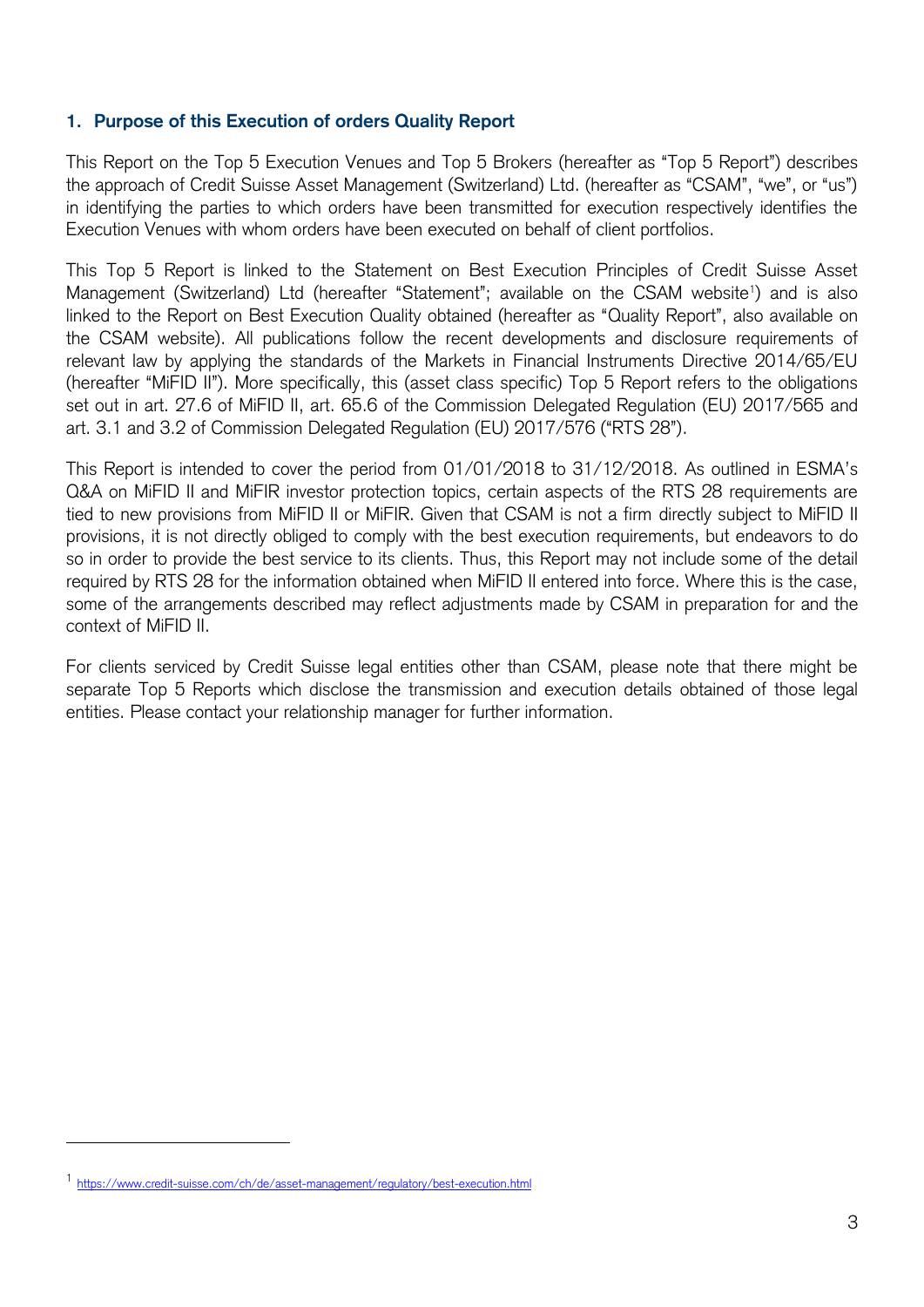## 1. Purpose of this Execution of orders Quality Report

This Report on the Top 5 Execution Venues and Top 5 Brokers (hereafter as "Top 5 Report") describes the approach of Credit Suisse Asset Management (Switzerland) Ltd. (hereafter as "CSAM", "we", or "us") in identifying the parties to which orders have been transmitted for execution respectively identifies the Execution Venues with whom orders have been executed on behalf of client portfolios.

This Top 5 Report is linked to the Statement on Best Execution Principles of Credit Suisse Asset Management (Switzerland) Ltd (hereafter "Statement"; available on the CSAM website[1]) and is also linked to the Report on Best Execution Quality obtained (hereafter as "Quality Report", also available on the CSAM website). All publications follow the recent developments and disclosure requirements of relevant law by applying the standards of the Markets in Financial Instruments Directive 2014/65/EU (hereafter "MiFID II"). More specifically, this (asset class specific) Top 5 Report refers to the obligations set out in art. 27.6 of MiFID II, art. 65.6 of the Commission Delegated Regulation (EU) 2017/565 and art. 3.1 and 3.2 of Commission Delegated Regulation (EU) 2017/576 ("RTS 28").

This Report is intended to cover the period from 01/01/2018 to 31/12/2018. As outlined in ESMA's Q&A on MiFID II and MiFIR investor protection topics, certain aspects of the RTS 28 requirements are tied to new provisions from MiFID II or MiFIR. Given that CSAM is not a firm directly subject to MiFID II provisions, it is not directly obliged to comply with the best execution requirements, but endeavors to do so in order to provide the best service to its clients. Thus, this Report may not include some of the detail required by RTS 28 for the information obtained when MiFID II entered into force. Where this is the case, some of the arrangements described may reflect adjustments made by CSAM in preparation for and the context of MiFID II.

For clients serviced by Credit Suisse legal entities other than CSAM, please note that there might be separate Top 5 Reports which disclose the transmission and execution details obtained of those legal entities. Please contact your relationship manager for further information.

---

[1] https://www.credit-suisse.com/ch/de/asset-management/regulatory/best-execution.html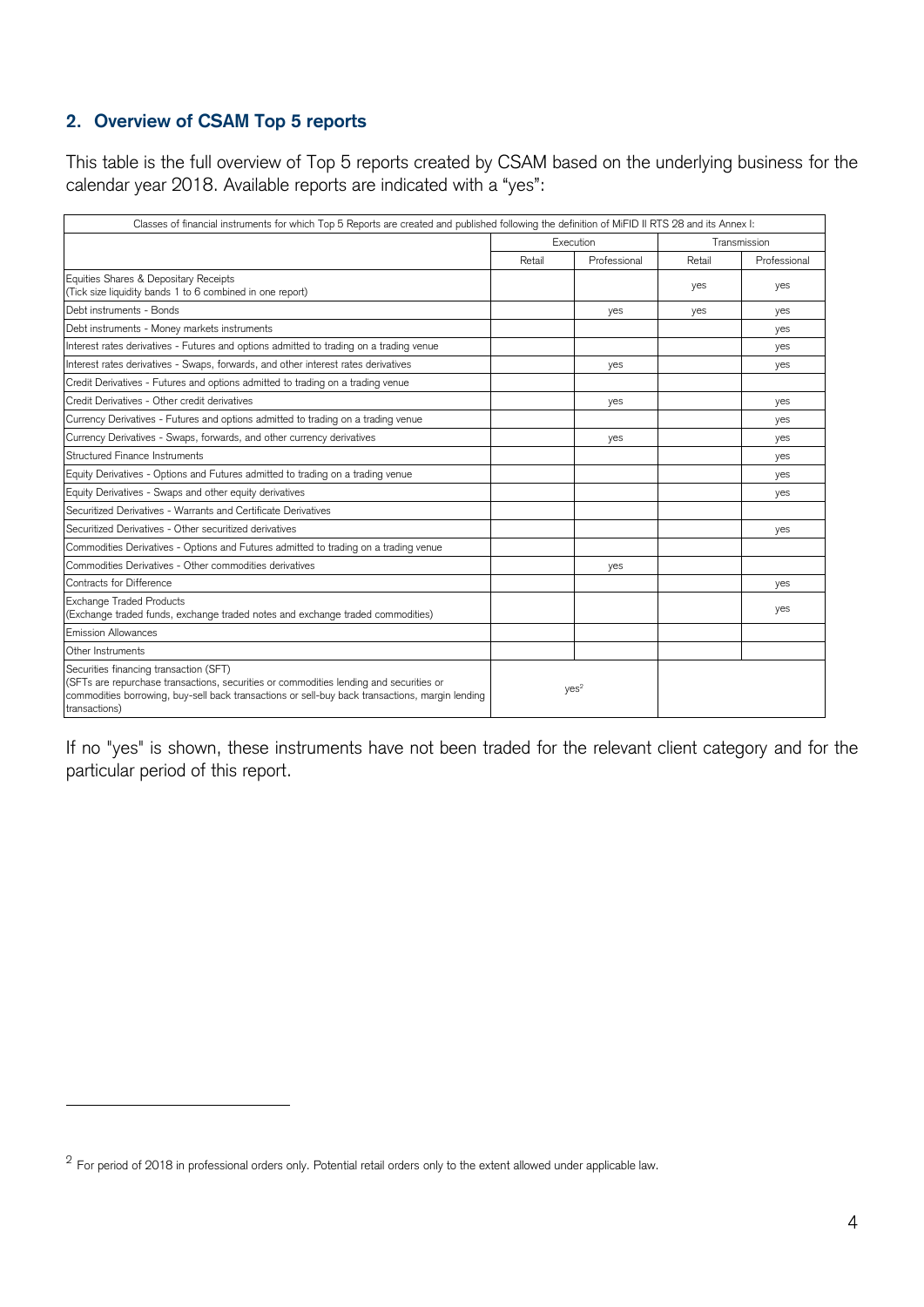## 2. Overview of CSAM Top 5 reports

This table is the full overview of Top 5 reports created by CSAM based on the underlying business for the calendar year 2018. Available reports are indicated with a "yes":

| Classes of financial instruments for which Top 5 Reports are created and published following the definition of MiFID II RTS 28 and its Annex I: | | | | |
|---|---|---|---|---|
| | Execution | | Transmission | |
| | Retail | Professional | Retail | Professional |
| Equities Shares & Depositary Receipts (Tick size liquidity bands 1 to 6 combined in one report) | | | yes | yes |
| Debt instruments - Bonds | | yes | yes | yes |
| Debt instruments - Money markets instruments | | | | yes |
| Interest rates derivatives - Futures and options admitted to trading on a trading venue | | | | yes |
| Interest rates derivatives - Swaps, forwards, and other interest rates derivatives | | yes | | yes |
| Credit Derivatives - Futures and options admitted to trading on a trading venue | | | | |
| Credit Derivatives - Other credit derivatives | | yes | | yes |
| Currency Derivatives - Futures and options admitted to trading on a trading venue | | | | yes |
| Currency Derivatives - Swaps, forwards, and other currency derivatives | | yes | | yes |
| Structured Finance Instruments | | | | yes |
| Equity Derivatives - Options and Futures admitted to trading on a trading venue | | | | yes |
| Equity Derivatives - Swaps and other equity derivatives | | | | yes |
| Securitized Derivatives - Warrants and Certificate Derivatives | | | | |
| Securitized Derivatives - Other securitized derivatives | | | | yes |
| Commodities Derivatives - Options and Futures admitted to trading on a trading venue | | | | |
| Commodities Derivatives - Other commodities derivatives | | yes | | |
| Contracts for Difference | | | | yes |
| Exchange Traded Products (Exchange traded funds, exchange traded notes and exchange traded commodities) | | | | yes |
| Emission Allowances | | | | |
| Other Instruments | | | | |
| Securities financing transaction (SFT) (SFTs are repurchase transactions, securities or commodities lending and securities or commodities borrowing, buy-sell back transactions or sell-buy back transactions, margin lending transactions) | yes[2] | | | |

If no "yes" is shown, these instruments have not been traded for the relevant client category and for the particular period of this report.

---

[2] For period of 2018 in professional orders only. Potential retail orders only to the extent allowed under applicable law.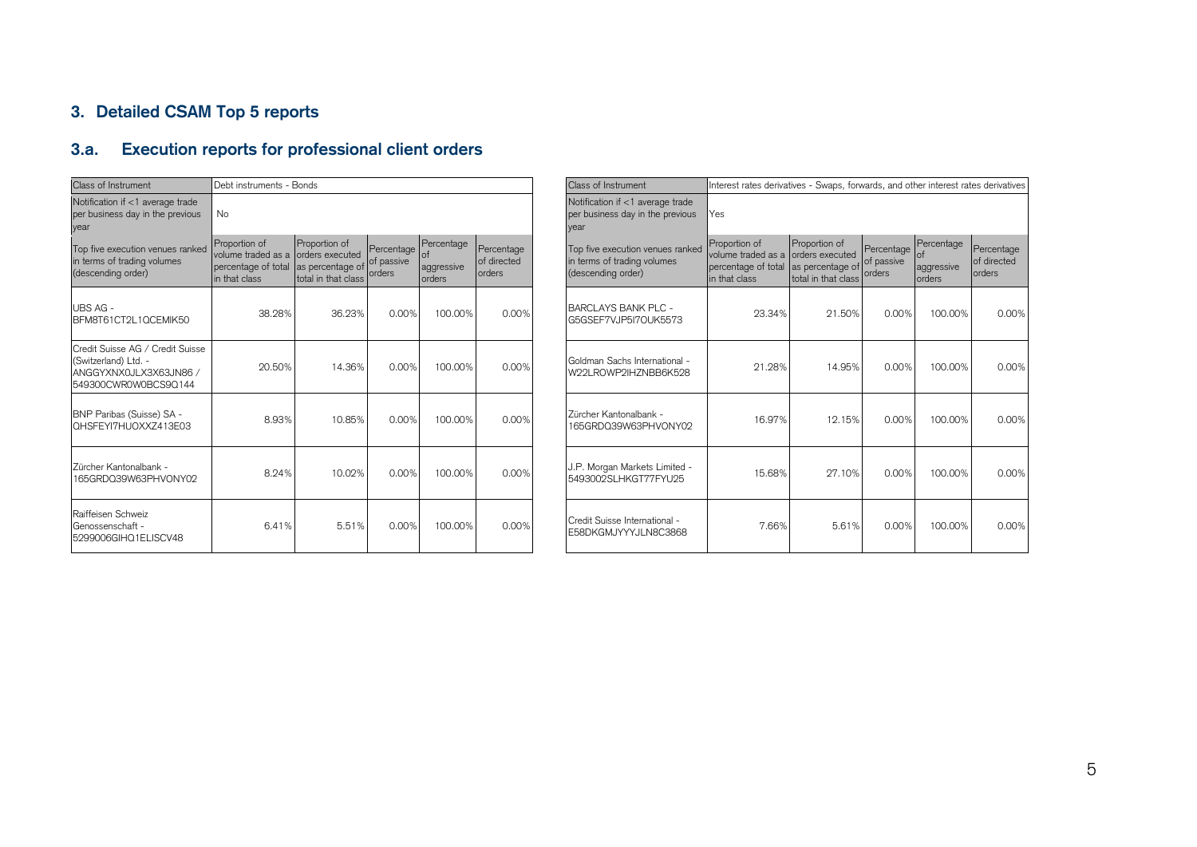## 3. Detailed CSAM Top 5 reports

### 3.a. Execution reports for professional client orders

| Class of Instrument | Debt instruments - Bonds | | | | |
|---|---|---|---|---|---|
| Notification if <1 average trade per business day in the previous year | No | | | | |
| Top five execution venues ranked in terms of trading volumes (descending order) | Proportion of volume traded as a percentage of total in that class | Proportion of orders executed as percentage of total in that class | Percentage of passive orders | Percentage of aggressive orders | Percentage of directed orders |
| UBS AG - BFM8T61CT2L1QCEMIK50 | 38.28% | 36.23% | 0.00% | 100.00% | 0.00% |
| Credit Suisse AG / Credit Suisse (Switzerland) Ltd. - ANGGYXNX0JLX3X63JN86 / 549300CWR0W0BCS9Q144 | 20.50% | 14.36% | 0.00% | 100.00% | 0.00% |
| BNP Paribas (Suisse) SA - QHSFEYI7HUOXXZ413E03 | 8.93% | 10.85% | 0.00% | 100.00% | 0.00% |
| Zürcher Kantonalbank - 165GRDQ39W63PHVONY02 | 8.24% | 10.02% | 0.00% | 100.00% | 0.00% |
| Raiffeisen Schweiz Genossenschaft - 5299006GIHQ1ELISCV48 | 6.41% | 5.51% | 0.00% | 100.00% | 0.00% |

| Class of Instrument | Interest rates derivatives - Swaps, forwards, and other interest rates derivatives | | | | |
|---|---|---|---|---|---|
| Notification if <1 average trade per business day in the previous year | Yes | | | | |
| Top five execution venues ranked in terms of trading volumes (descending order) | Proportion of volume traded as a percentage of total in that class | Proportion of orders executed as percentage of total in that class | Percentage of passive orders | Percentage of aggressive orders | Percentage of directed orders |
| BARCLAYS BANK PLC - G5GSEF7VJP5I7OUK5573 | 23.34% | 21.50% | 0.00% | 100.00% | 0.00% |
| Goldman Sachs International - W22LROWP2IHZNBB6K528 | 21.28% | 14.95% | 0.00% | 100.00% | 0.00% |
| Zürcher Kantonalbank - 165GRDQ39W63PHVONY02 | 16.97% | 12.15% | 0.00% | 100.00% | 0.00% |
| J.P. Morgan Markets Limited - 5493002SLHKGT77FYU25 | 15.68% | 27.10% | 0.00% | 100.00% | 0.00% |
| Credit Suisse International - E58DKGMJYYYJLN8C3868 | 7.66% | 5.61% | 0.00% | 100.00% | 0.00% |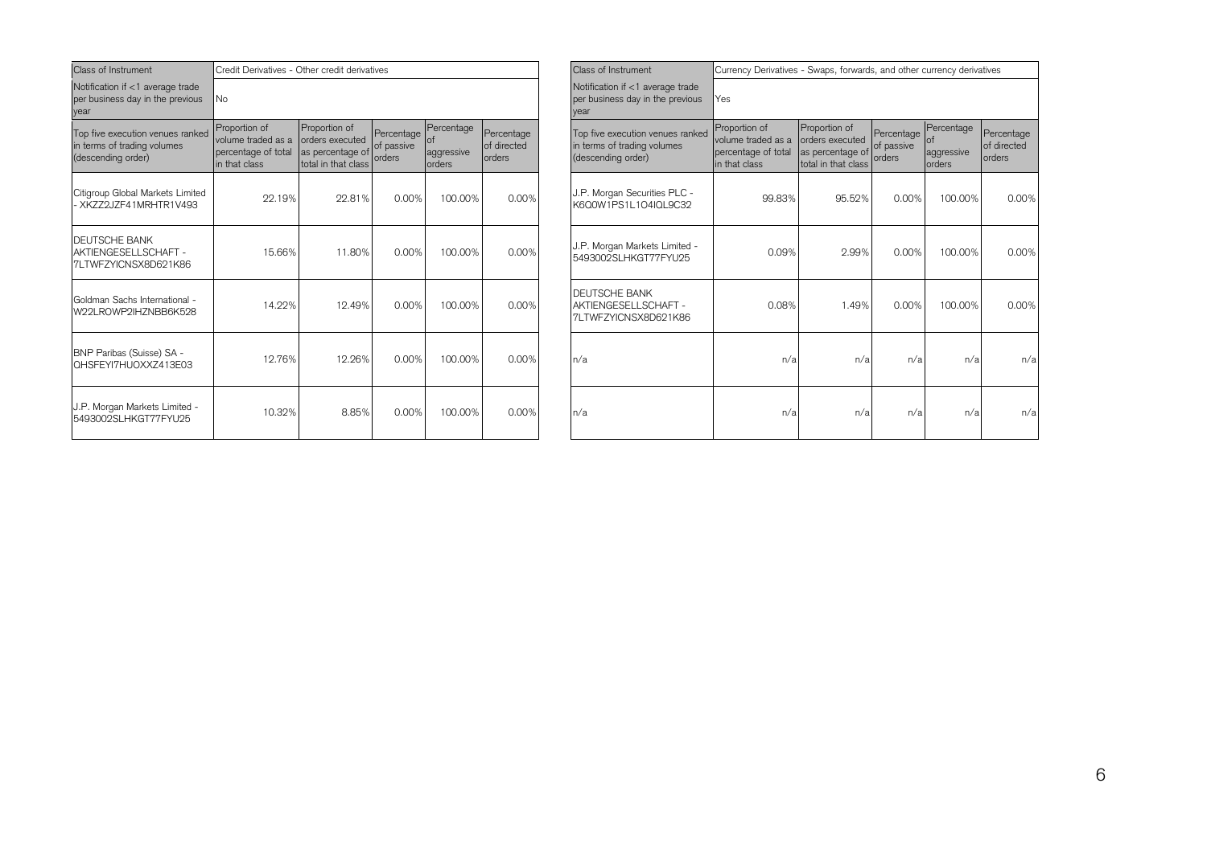| Class of Instrument | Credit Derivatives - Other credit derivatives | | | | |
|---|---|---|---|---|---|
| Notification if <1 average trade per business day in the previous year | No | | | | |
| Top five execution venues ranked in terms of trading volumes (descending order) | Proportion of volume traded as a percentage of total in that class | Proportion of orders executed as percentage of total in that class | Percentage of passive orders | Percentage of aggressive orders | Percentage of directed orders |
| Citigroup Global Markets Limited - XKZZ2JZF41MRHTR1V493 | 22.19% | 22.81% | 0.00% | 100.00% | 0.00% |
| DEUTSCHE BANK AKTIENGESELLSCHAFT - 7LTWFZYICNSX8D621K86 | 15.66% | 11.80% | 0.00% | 100.00% | 0.00% |
| Goldman Sachs International - W22LROWP2IHZNBB6K528 | 14.22% | 12.49% | 0.00% | 100.00% | 0.00% |
| BNP Paribas (Suisse) SA - QHSFEYI7HUOXXZ413E03 | 12.76% | 12.26% | 0.00% | 100.00% | 0.00% |
| J.P. Morgan Markets Limited - 5493002SLHKGT77FYU25 | 10.32% | 8.85% | 0.00% | 100.00% | 0.00% |

| Class of Instrument | Currency Derivatives - Swaps, forwards, and other currency derivatives | | | | |
|---|---|---|---|---|---|
| Notification if <1 average trade per business day in the previous year | Yes | | | | |
| Top five execution venues ranked in terms of trading volumes (descending order) | Proportion of volume traded as a percentage of total in that class | Proportion of orders executed as percentage of total in that class | Percentage of passive orders | Percentage of aggressive orders | Percentage of directed orders |
| J.P. Morgan Securities PLC - K6Q0W1PS1L1O4IQL9C32 | 99.83% | 95.52% | 0.00% | 100.00% | 0.00% |
| J.P. Morgan Markets Limited - 5493002SLHKGT77FYU25 | 0.09% | 2.99% | 0.00% | 100.00% | 0.00% |
| DEUTSCHE BANK AKTIENGESELLSCHAFT - 7LTWFZYICNSX8D621K86 | 0.08% | 1.49% | 0.00% | 100.00% | 0.00% |
| n/a | n/a | n/a | n/a | n/a | n/a |
| n/a | n/a | n/a | n/a | n/a | n/a |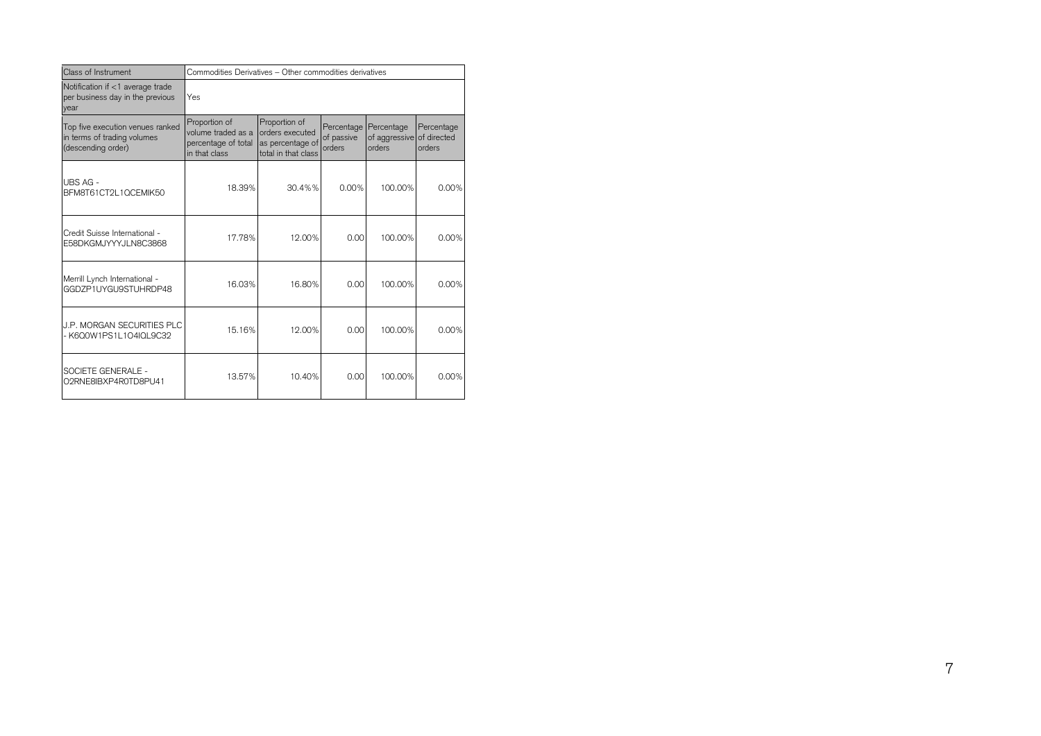| Class of Instrument | Commodities Derivatives – Other commodities derivatives | | | | |
|---|---|---|---|---|---|
| Notification if <1 average trade per business day in the previous year | Yes | | | | |
| Top five execution venues ranked in terms of trading volumes (descending order) | Proportion of volume traded as a percentage of total in that class | Proportion of orders executed as percentage of total in that class | Percentage of passive orders | Percentage of aggressive orders | Percentage of directed orders |
| UBS AG - BFM8T61CT2L1QCEMIK50 | 18.39% | 30.4%% | 0.00% | 100.00% | 0.00% |
| Credit Suisse International - E58DKGMJYYYJLN8C3868 | 17.78% | 12.00% | 0.00 | 100.00% | 0.00% |
| Merrill Lynch International - GGDZP1UYGU9STUHRDP48 | 16.03% | 16.80% | 0.00 | 100.00% | 0.00% |
| J.P. MORGAN SECURITIES PLC - K6Q0W1PS1L1O4IQL9C32 | 15.16% | 12.00% | 0.00 | 100.00% | 0.00% |
| SOCIETE GENERALE - O2RNE8IBXP4R0TD8PU41 | 13.57% | 10.40% | 0.00 | 100.00% | 0.00% |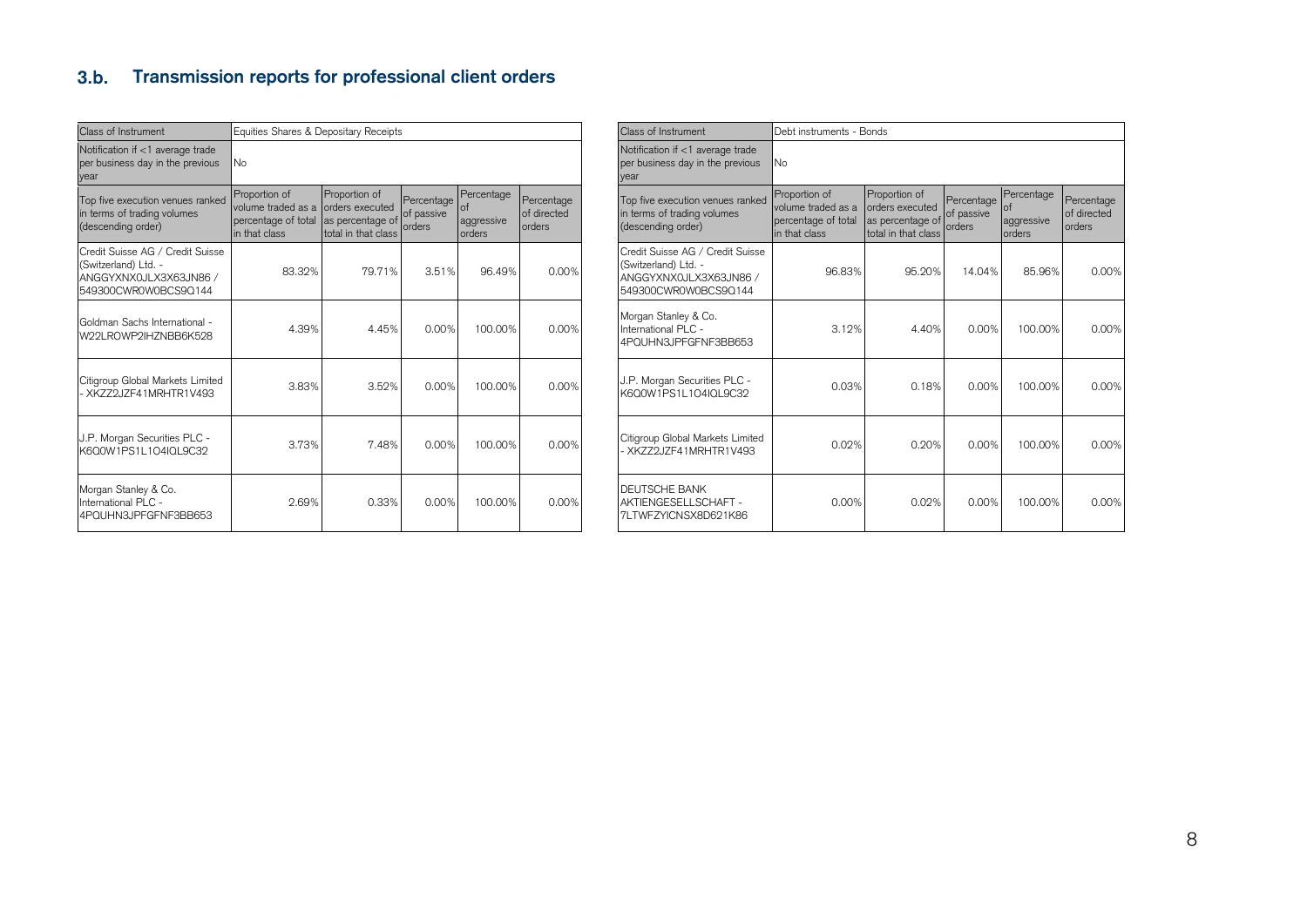## 3.b. Transmission reports for professional client orders

| Class of Instrument | Equities Shares & Depositary Receipts | | | | |
|---|---|---|---|---|---|
| Notification if <1 average trade per business day in the previous year | No | | | | |
| Top five execution venues ranked in terms of trading volumes (descending order) | Proportion of volume traded as a percentage of total in that class | Proportion of orders executed as percentage of total in that class | Percentage of passive orders | Percentage of aggressive orders | Percentage of directed orders |
| Credit Suisse AG / Credit Suisse (Switzerland) Ltd. - ANGGYXNX0JLX3X63JN86 / 549300CWR0W0BCS9Q144 | 83.32% | 79.71% | 3.51% | 96.49% | 0.00% |
| Goldman Sachs International - W22LROWP2IHZNBB6K528 | 4.39% | 4.45% | 0.00% | 100.00% | 0.00% |
| Citigroup Global Markets Limited - XKZZ2JZF41MRHTR1V493 | 3.83% | 3.52% | 0.00% | 100.00% | 0.00% |
| J.P. Morgan Securities PLC - K6Q0W1PS1L1O4IQL9C32 | 3.73% | 7.48% | 0.00% | 100.00% | 0.00% |
| Morgan Stanley & Co. International PLC - 4PQUHN3JPFGFNF3BB653 | 2.69% | 0.33% | 0.00% | 100.00% | 0.00% |

| Class of Instrument | Debt instruments - Bonds | | | | |
|---|---|---|---|---|---|
| Notification if <1 average trade per business day in the previous year | No | | | | |
| Top five execution venues ranked in terms of trading volumes (descending order) | Proportion of volume traded as a percentage of total in that class | Proportion of orders executed as percentage of total in that class | Percentage of passive orders | Percentage of aggressive orders | Percentage of directed orders |
| Credit Suisse AG / Credit Suisse (Switzerland) Ltd. - ANGGYXNX0JLX3X63JN86 / 549300CWR0W0BCS9Q144 | 96.83% | 95.20% | 14.04% | 85.96% | 0.00% |
| Morgan Stanley & Co. International PLC - 4PQUHN3JPFGFNF3BB653 | 3.12% | 4.40% | 0.00% | 100.00% | 0.00% |
| J.P. Morgan Securities PLC - K6Q0W1PS1L1O4IQL9C32 | 0.03% | 0.18% | 0.00% | 100.00% | 0.00% |
| Citigroup Global Markets Limited - XKZZ2JZF41MRHTR1V493 | 0.02% | 0.20% | 0.00% | 100.00% | 0.00% |
| DEUTSCHE BANK AKTIENGESELLSCHAFT - 7LTWFZYICNSX8D621K86 | 0.00% | 0.02% | 0.00% | 100.00% | 0.00% |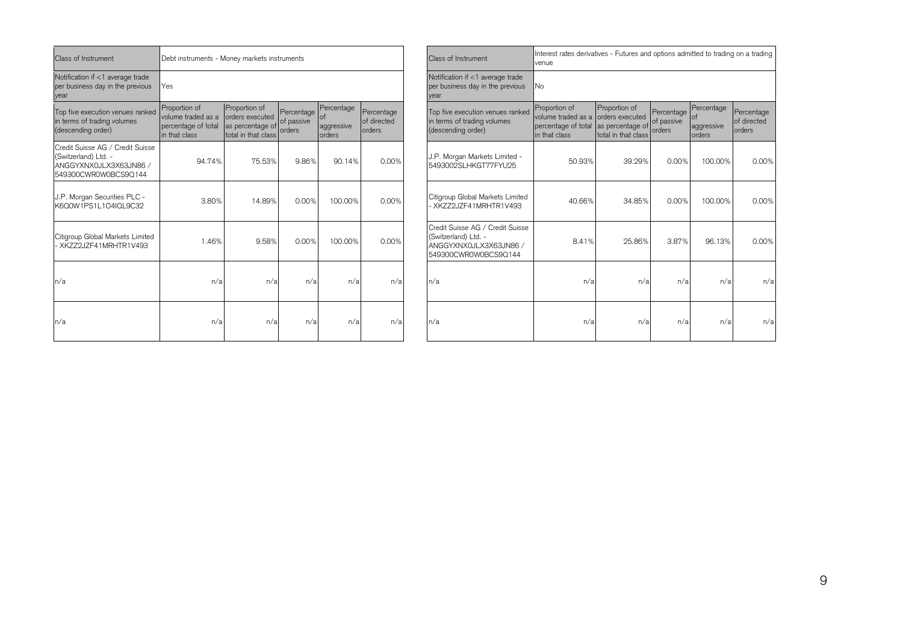| Class of Instrument | Debt instruments - Money markets instruments | | | | |
|---|---|---|---|---|---|
| Notification if <1 average trade per business day in the previous year | Yes | | | | |
| Top five execution venues ranked in terms of trading volumes (descending order) | Proportion of volume traded as a percentage of total in that class | Proportion of orders executed as percentage of total in that class | Percentage of passive orders | Percentage of aggressive orders | Percentage of directed orders |
| Credit Suisse AG / Credit Suisse (Switzerland) Ltd. - ANGGYXNX0JLX3X63JN86 / 549300CWR0W0BCS9Q144 | 94.74% | 75.53% | 9.86% | 90.14% | 0.00% |
| J.P. Morgan Securities PLC - K6Q0W1PS1L1O4IQL9C32 | 3.80% | 14.89% | 0.00% | 100.00% | 0.00% |
| Citigroup Global Markets Limited - XKZZ2JZF41MRHTR1V493 | 1.46% | 9.58% | 0.00% | 100.00% | 0.00% |
| n/a | n/a | n/a | n/a | n/a | n/a |
| n/a | n/a | n/a | n/a | n/a | n/a |

| Class of Instrument | Interest rates derivatives - Futures and options admitted to trading on a trading venue | | | | |
|---|---|---|---|---|---|
| Notification if <1 average trade per business day in the previous year | No | | | | |
| Top five execution venues ranked in terms of trading volumes (descending order) | Proportion of volume traded as a percentage of total in that class | Proportion of orders executed as percentage of total in that class | Percentage of passive orders | Percentage of aggressive orders | Percentage of directed orders |
| J.P. Morgan Markets Limited - 5493002SLHKGT77FYU25 | 50.93% | 39.29% | 0.00% | 100.00% | 0.00% |
| Citigroup Global Markets Limited - XKZZ2JZF41MRHTR1V493 | 40.66% | 34.85% | 0.00% | 100.00% | 0.00% |
| Credit Suisse AG / Credit Suisse (Switzerland) Ltd. - ANGGYXNX0JLX3X63JN86 / 549300CWR0W0BCS9Q144 | 8.41% | 25.86% | 3.87% | 96.13% | 0.00% |
| n/a | n/a | n/a | n/a | n/a | n/a |
| n/a | n/a | n/a | n/a | n/a | n/a |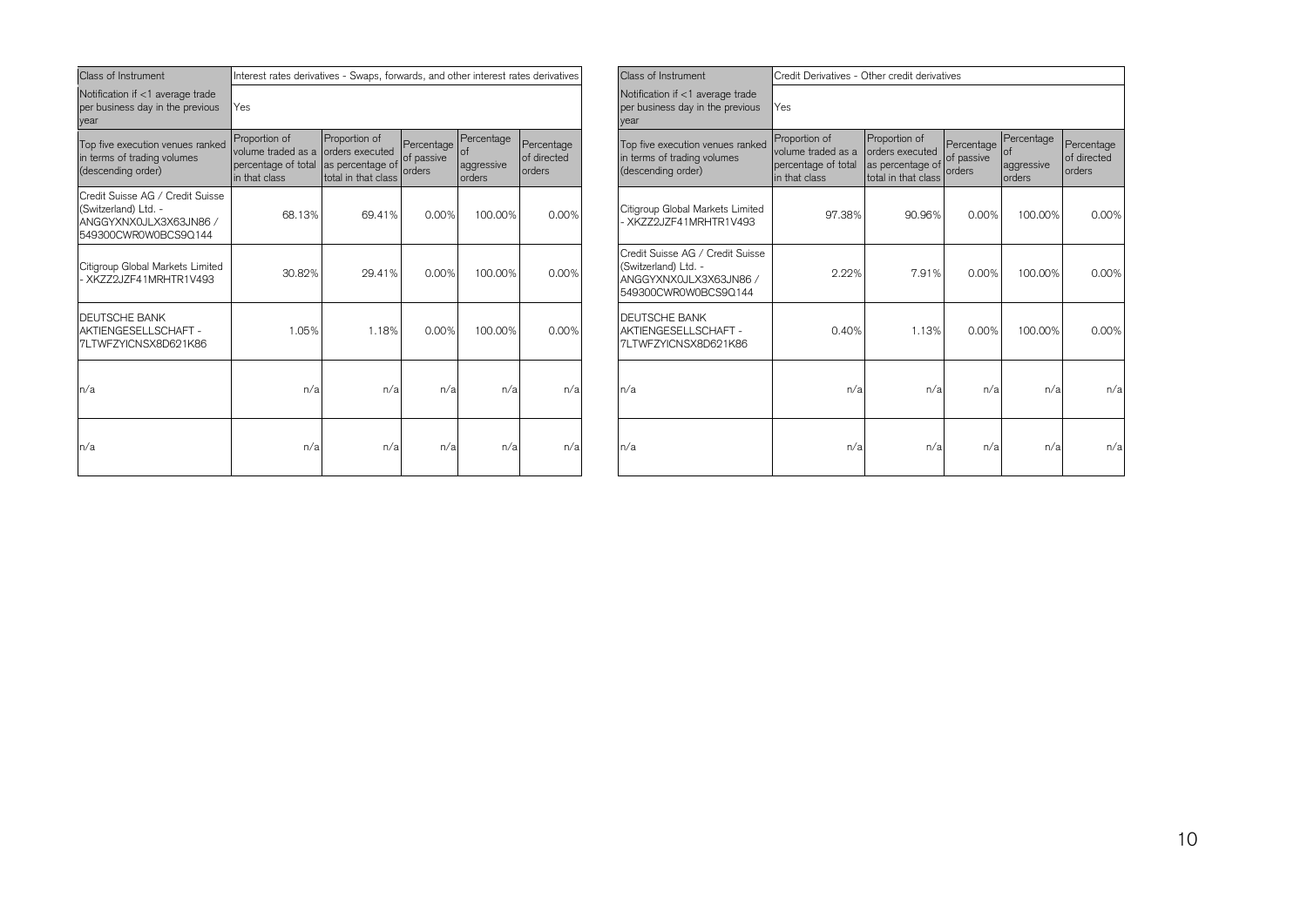| Class of Instrument | Interest rates derivatives - Swaps, forwards, and other interest rates derivatives | | | | |
|---|---|---|---|---|---|
| Notification if <1 average trade per business day in the previous year | Yes | | | | |
| Top five execution venues ranked in terms of trading volumes (descending order) | Proportion of volume traded as a percentage of total in that class | Proportion of orders executed as percentage of total in that class | Percentage of passive orders | Percentage of aggressive orders | Percentage of directed orders |
| Credit Suisse AG / Credit Suisse (Switzerland) Ltd. - ANGGYXNX0JLX3X63JN86 / 549300CWR0W0BCS9Q144 | 68.13% | 69.41% | 0.00% | 100.00% | 0.00% |
| Citigroup Global Markets Limited - XKZZ2JZF41MRHTR1V493 | 30.82% | 29.41% | 0.00% | 100.00% | 0.00% |
| DEUTSCHE BANK AKTIENGESELLSCHAFT - 7LTWFZYICNSX8D621K86 | 1.05% | 1.18% | 0.00% | 100.00% | 0.00% |
| n/a | n/a | n/a | n/a | n/a | n/a |
| n/a | n/a | n/a | n/a | n/a | n/a |

| Class of Instrument | Credit Derivatives - Other credit derivatives | | | | |
|---|---|---|---|---|---|
| Notification if <1 average trade per business day in the previous year | Yes | | | | |
| Top five execution venues ranked in terms of trading volumes (descending order) | Proportion of volume traded as a percentage of total in that class | Proportion of orders executed as percentage of total in that class | Percentage of passive orders | Percentage of aggressive orders | Percentage of directed orders |
| Citigroup Global Markets Limited - XKZZ2JZF41MRHTR1V493 | 97.38% | 90.96% | 0.00% | 100.00% | 0.00% |
| Credit Suisse AG / Credit Suisse (Switzerland) Ltd. - ANGGYXNX0JLX3X63JN86 / 549300CWR0W0BCS9Q144 | 2.22% | 7.91% | 0.00% | 100.00% | 0.00% |
| DEUTSCHE BANK AKTIENGESELLSCHAFT - 7LTWFZYICNSX8D621K86 | 0.40% | 1.13% | 0.00% | 100.00% | 0.00% |
| n/a | n/a | n/a | n/a | n/a | n/a |
| n/a | n/a | n/a | n/a | n/a | n/a |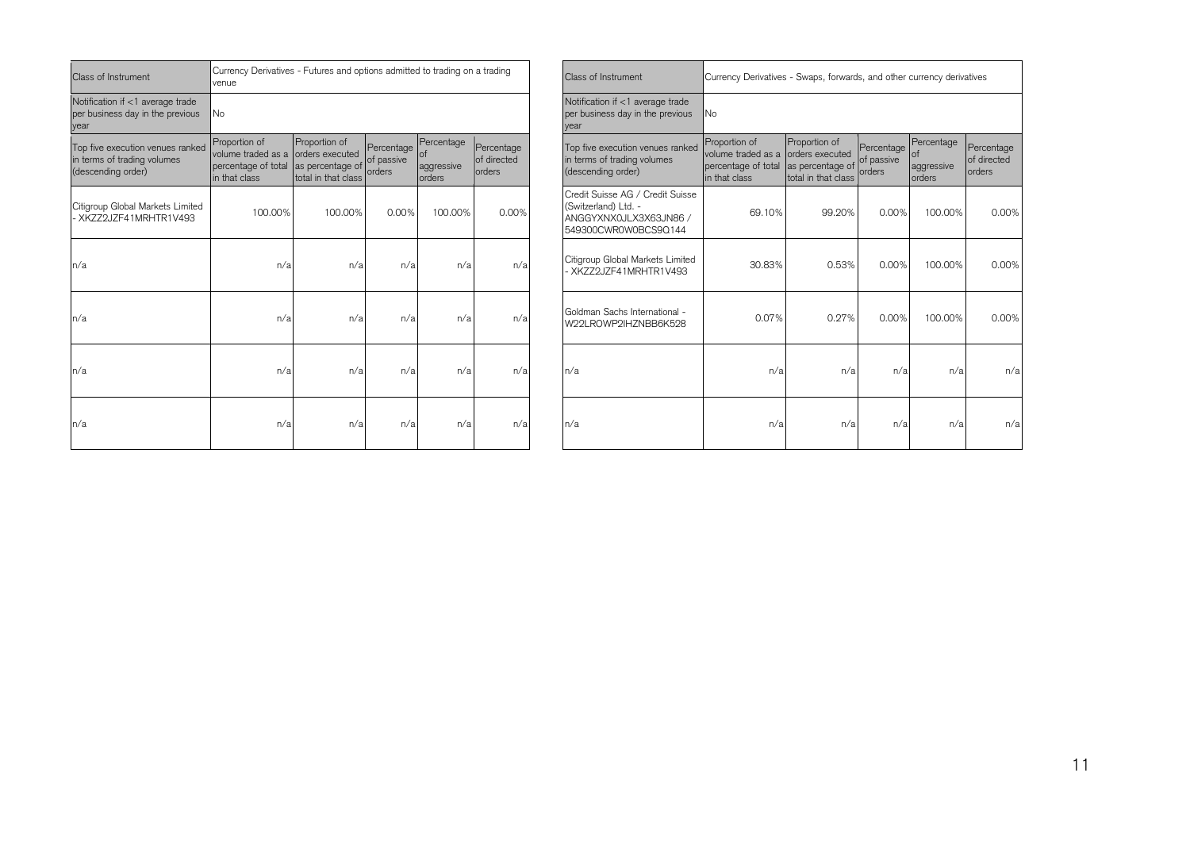| Class of Instrument | Currency Derivatives - Futures and options admitted to trading on a trading venue | | | | |
|---|---|---|---|---|---|
| Notification if <1 average trade per business day in the previous year | No | | | | |
| Top five execution venues ranked in terms of trading volumes (descending order) | Proportion of volume traded as a percentage of total in that class | Proportion of orders executed as percentage of total in that class | Percentage of passive orders | Percentage of aggressive orders | Percentage of directed orders |
| Citigroup Global Markets Limited - XKZZ2JZF41MRHTR1V493 | 100.00% | 100.00% | 0.00% | 100.00% | 0.00% |
| n/a | n/a | n/a | n/a | n/a | n/a |
| n/a | n/a | n/a | n/a | n/a | n/a |
| n/a | n/a | n/a | n/a | n/a | n/a |
| n/a | n/a | n/a | n/a | n/a | n/a |

| Class of Instrument | Currency Derivatives - Swaps, forwards, and other currency derivatives | | | | |
|---|---|---|---|---|---|
| Notification if <1 average trade per business day in the previous year | No | | | | |
| Top five execution venues ranked in terms of trading volumes (descending order) | Proportion of volume traded as a percentage of total in that class | Proportion of orders executed as percentage of total in that class | Percentage of passive orders | Percentage of aggressive orders | Percentage of directed orders |
| Credit Suisse AG / Credit Suisse (Switzerland) Ltd. - ANGGYXNX0JLX3X63JN86 / 549300CWR0W0BCS9Q144 | 69.10% | 99.20% | 0.00% | 100.00% | 0.00% |
| Citigroup Global Markets Limited - XKZZ2JZF41MRHTR1V493 | 30.83% | 0.53% | 0.00% | 100.00% | 0.00% |
| Goldman Sachs International - W22LROWP2IHZNBB6K528 | 0.07% | 0.27% | 0.00% | 100.00% | 0.00% |
| n/a | n/a | n/a | n/a | n/a | n/a |
| n/a | n/a | n/a | n/a | n/a | n/a |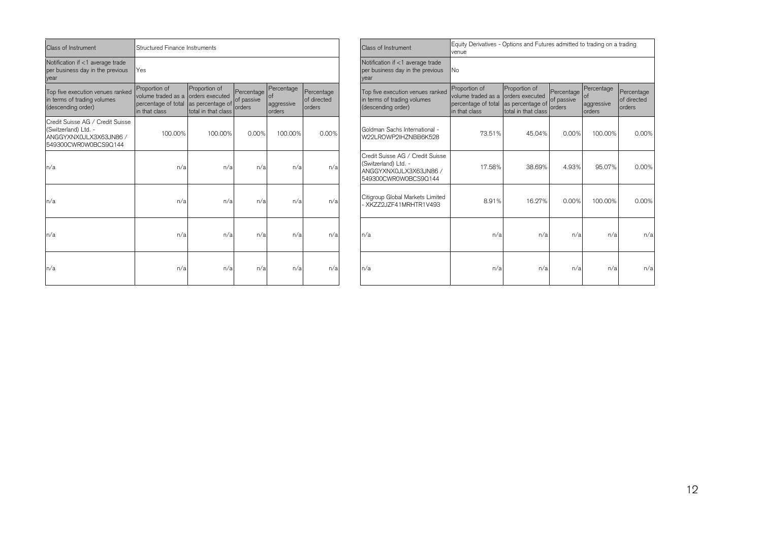| Class of Instrument | Structured Finance Instruments | | | | |
|---|---|---|---|---|---|
| Notification if <1 average trade per business day in the previous year | Yes | | | | |
| Top five execution venues ranked in terms of trading volumes (descending order) | Proportion of volume traded as a percentage of total in that class | Proportion of orders executed as percentage of total in that class | Percentage of passive orders | Percentage of aggressive orders | Percentage of directed orders |
| Credit Suisse AG / Credit Suisse (Switzerland) Ltd. - ANGGYXNX0JLX3X63JN86 / 549300CWR0W0BCS9Q144 | 100.00% | 100.00% | 0.00% | 100.00% | 0.00% |
| n/a | n/a | n/a | n/a | n/a | n/a |
| n/a | n/a | n/a | n/a | n/a | n/a |
| n/a | n/a | n/a | n/a | n/a | n/a |
| n/a | n/a | n/a | n/a | n/a | n/a |

| Class of Instrument | Equity Derivatives - Options and Futures admitted to trading on a trading venue | | | | |
|---|---|---|---|---|---|
| Notification if <1 average trade per business day in the previous year | No | | | | |
| Top five execution venues ranked in terms of trading volumes (descending order) | Proportion of volume traded as a percentage of total in that class | Proportion of orders executed as percentage of total in that class | Percentage of passive orders | Percentage of aggressive orders | Percentage of directed orders |
| Goldman Sachs International - W22LROWP2IHZNBB6K528 | 73.51% | 45.04% | 0.00% | 100.00% | 0.00% |
| Credit Suisse AG / Credit Suisse (Switzerland) Ltd. - ANGGYXNX0JLX3X63JN86 / 549300CWR0W0BCS9Q144 | 17.58% | 38.69% | 4.93% | 95.07% | 0.00% |
| Citigroup Global Markets Limited - XKZZ2JZF41MRHTR1V493 | 8.91% | 16.27% | 0.00% | 100.00% | 0.00% |
| n/a | n/a | n/a | n/a | n/a | n/a |
| n/a | n/a | n/a | n/a | n/a | n/a |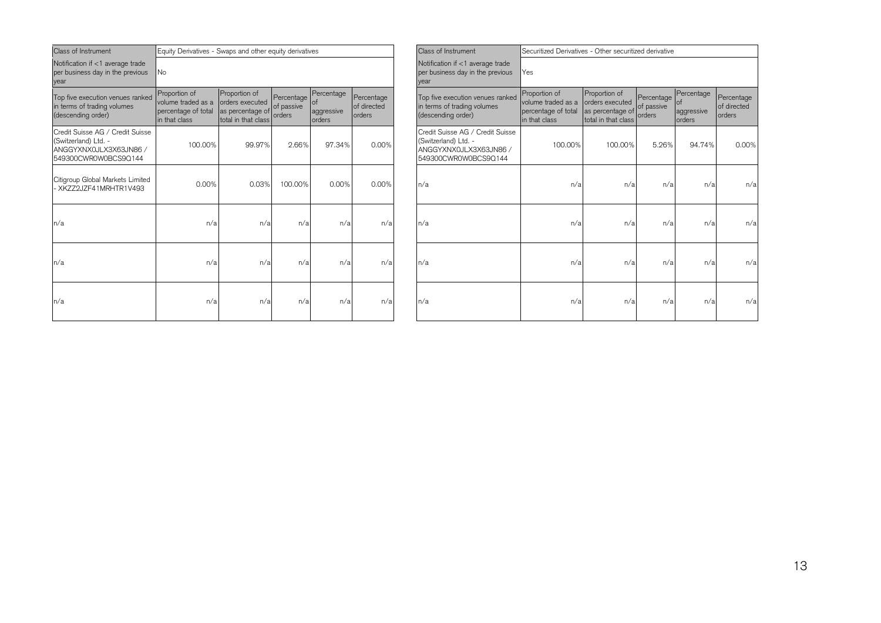| Class of Instrument | Equity Derivatives - Swaps and other equity derivatives | | | | |
|---|---|---|---|---|---|
| Notification if <1 average trade per business day in the previous year | No | | | | |
| Top five execution venues ranked in terms of trading volumes (descending order) | Proportion of volume traded as a percentage of total in that class | Proportion of orders executed as percentage of total in that class | Percentage of passive orders | Percentage of aggressive orders | Percentage of directed orders |
| Credit Suisse AG / Credit Suisse (Switzerland) Ltd. - ANGGYXNX0JLX3X63JN86 / 549300CWR0W0BCS9Q144 | 100.00% | 99.97% | 2.66% | 97.34% | 0.00% |
| Citigroup Global Markets Limited - XKZZ2JZF41MRHTR1V493 | 0.00% | 0.03% | 100.00% | 0.00% | 0.00% |
| n/a | n/a | n/a | n/a | n/a | n/a |
| n/a | n/a | n/a | n/a | n/a | n/a |
| n/a | n/a | n/a | n/a | n/a | n/a |

| Class of Instrument | Securitized Derivatives - Other securitized derivative | | | | |
|---|---|---|---|---|---|
| Notification if <1 average trade per business day in the previous year | Yes | | | | |
| Top five execution venues ranked in terms of trading volumes (descending order) | Proportion of volume traded as a percentage of total in that class | Proportion of orders executed as percentage of total in that class | Percentage of passive orders | Percentage of aggressive orders | Percentage of directed orders |
| Credit Suisse AG / Credit Suisse (Switzerland) Ltd. - ANGGYXNX0JLX3X63JN86 / 549300CWR0W0BCS9Q144 | 100.00% | 100.00% | 5.26% | 94.74% | 0.00% |
| n/a | n/a | n/a | n/a | n/a | n/a |
| n/a | n/a | n/a | n/a | n/a | n/a |
| n/a | n/a | n/a | n/a | n/a | n/a |
| n/a | n/a | n/a | n/a | n/a | n/a |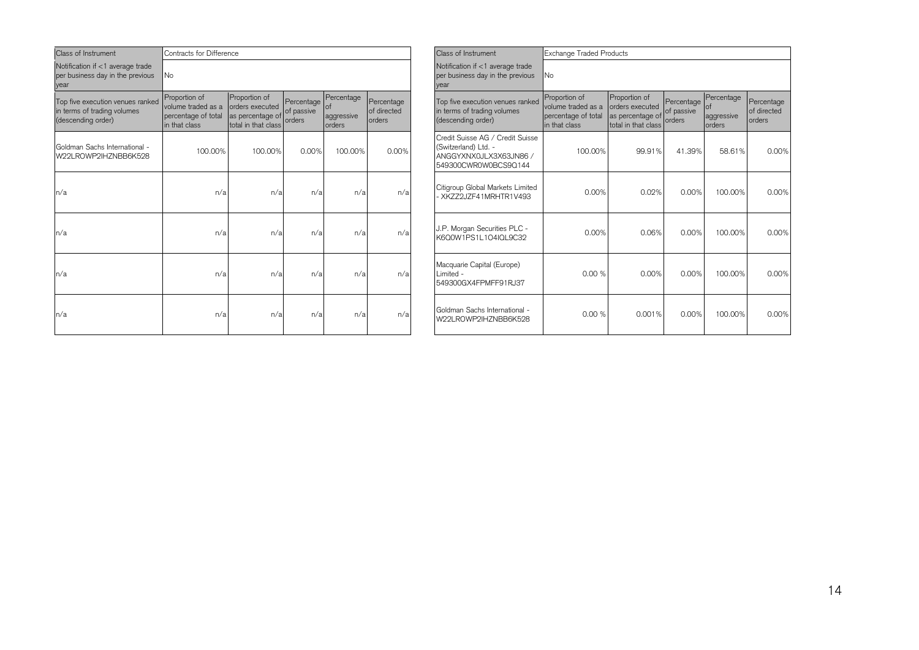| Class of Instrument | Contracts for Difference | | | | |
| --- | --- | --- | --- | --- | --- |
| Notification if <1 average trade per business day in the previous year | No | | | | |
| Top five execution venues ranked in terms of trading volumes (descending order) | Proportion of volume traded as a percentage of total in that class | Proportion of orders executed as percentage of total in that class | Percentage of passive orders | Percentage of aggressive orders | Percentage of directed orders |
| Goldman Sachs International - W22LROWP2IHZNBB6K528 | 100.00% | 100.00% | 0.00% | 100.00% | 0.00% |
| n/a | n/a | n/a | n/a | n/a | n/a |
| n/a | n/a | n/a | n/a | n/a | n/a |
| n/a | n/a | n/a | n/a | n/a | n/a |
| n/a | n/a | n/a | n/a | n/a | n/a |

| Class of Instrument | Exchange Traded Products | | | | |
| --- | --- | --- | --- | --- | --- |
| Notification if <1 average trade per business day in the previous year | No | | | | |
| Top five execution venues ranked in terms of trading volumes (descending order) | Proportion of volume traded as a percentage of total in that class | Proportion of orders executed as percentage of total in that class | Percentage of passive orders | Percentage of aggressive orders | Percentage of directed orders |
| Credit Suisse AG / Credit Suisse (Switzerland) Ltd. - ANGGYXNX0JLX3X63JN86 / 549300CWR0W0BCS9Q144 | 100.00% | 99.91% | 41.39% | 58.61% | 0.00% |
| Citigroup Global Markets Limited - XKZZ2JZF41MRHTR1V493 | 0.00% | 0.02% | 0.00% | 100.00% | 0.00% |
| J.P. Morgan Securities PLC - K6Q0W1PS1L1O4IQL9C32 | 0.00% | 0.06% | 0.00% | 100.00% | 0.00% |
| Macquarie Capital (Europe) Limited - 549300GX4FPMFF91RJ37 | 0.00 % | 0.00% | 0.00% | 100.00% | 0.00% |
| Goldman Sachs International - W22LROWP2IHZNBB6K528 | 0.00 % | 0.001% | 0.00% | 100.00% | 0.00% |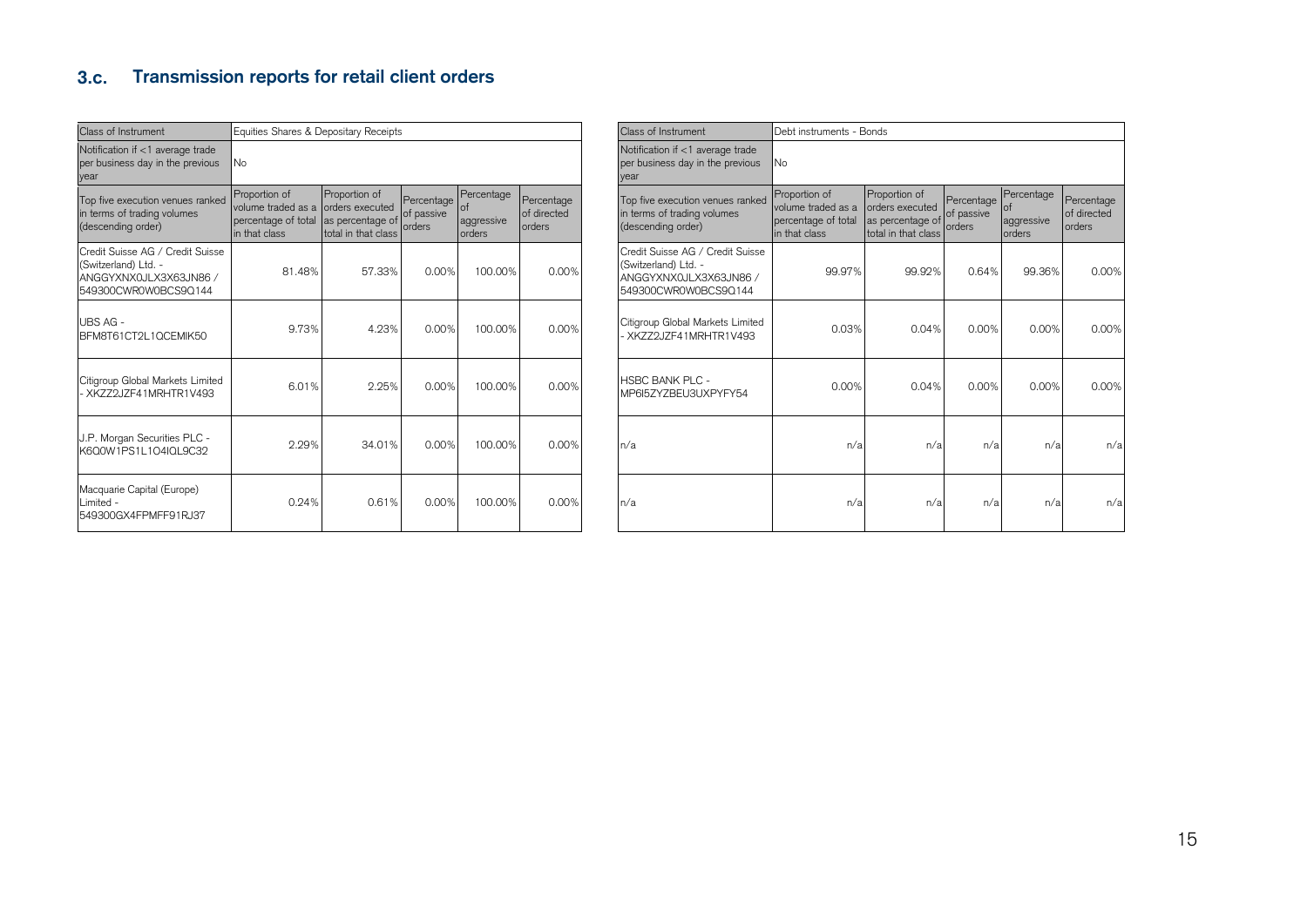## 3.c. Transmission reports for retail client orders

| Class of Instrument | Equities Shares & Depositary Receipts | | | | |
|---|---|---|---|---|---|
| Notification if <1 average trade per business day in the previous year | No | | | | |
| Top five execution venues ranked in terms of trading volumes (descending order) | Proportion of volume traded as a percentage of total in that class | Proportion of orders executed as percentage of total in that class | Percentage of passive orders | Percentage of aggressive orders | Percentage of directed orders |
| Credit Suisse AG / Credit Suisse (Switzerland) Ltd. - ANGGYXNX0JLX3X63JN86 / 549300CWR0W0BCS9Q144 | 81.48% | 57.33% | 0.00% | 100.00% | 0.00% |
| UBS AG - BFM8T61CT2L1QCEMIK50 | 9.73% | 4.23% | 0.00% | 100.00% | 0.00% |
| Citigroup Global Markets Limited - XKZZ2JZF41MRHTR1V493 | 6.01% | 2.25% | 0.00% | 100.00% | 0.00% |
| J.P. Morgan Securities PLC - K6Q0W1PS1L1O4IQL9C32 | 2.29% | 34.01% | 0.00% | 100.00% | 0.00% |
| Macquarie Capital (Europe) Limited - 549300GX4FPMFF91RJ37 | 0.24% | 0.61% | 0.00% | 100.00% | 0.00% |

| Class of Instrument | Debt instruments - Bonds | | | | |
|---|---|---|---|---|---|
| Notification if <1 average trade per business day in the previous year | No | | | | |
| Top five execution venues ranked in terms of trading volumes (descending order) | Proportion of volume traded as a percentage of total in that class | Proportion of orders executed as percentage of total in that class | Percentage of passive orders | Percentage of aggressive orders | Percentage of directed orders |
| Credit Suisse AG / Credit Suisse (Switzerland) Ltd. - ANGGYXNX0JLX3X63JN86 / 549300CWR0W0BCS9Q144 | 99.97% | 99.92% | 0.64% | 99.36% | 0.00% |
| Citigroup Global Markets Limited - XKZZ2JZF41MRHTR1V493 | 0.03% | 0.04% | 0.00% | 0.00% | 0.00% |
| HSBC BANK PLC - MP6I5ZYZBEU3UXPYFY54 | 0.00% | 0.04% | 0.00% | 0.00% | 0.00% |
| n/a | n/a | n/a | n/a | n/a | n/a |
| n/a | n/a | n/a | n/a | n/a | n/a |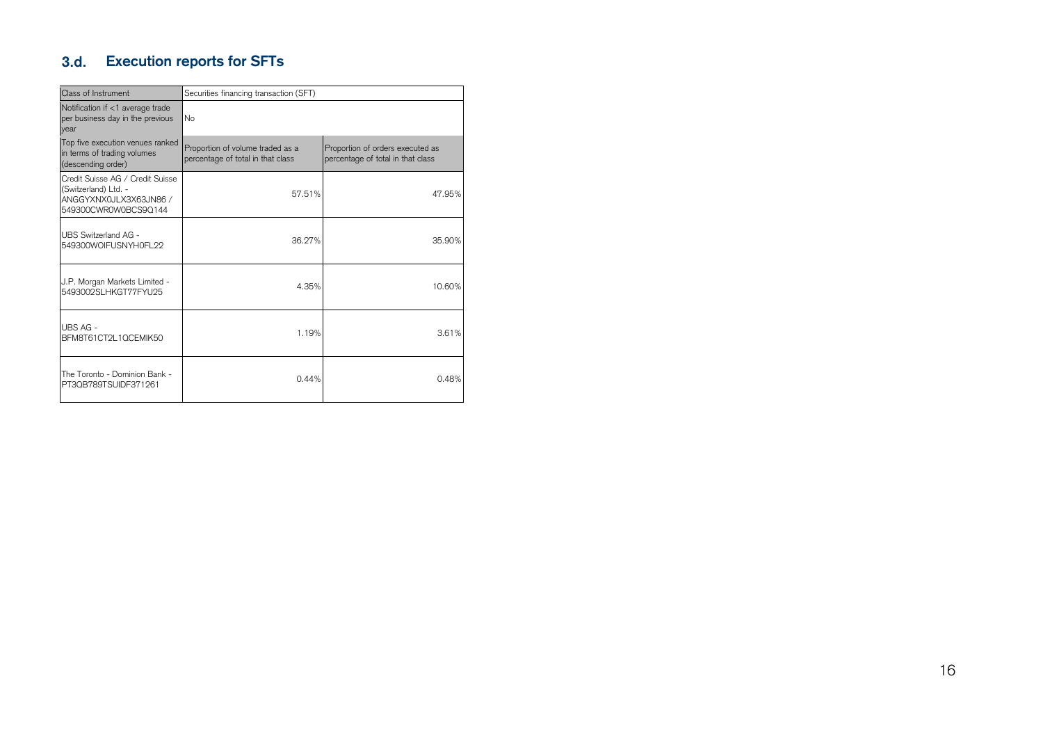### 3.d. Execution reports for SFTs

| Class of Instrument | Securities financing transaction (SFT) | |
|---|---|---|
| Notification if <1 average trade per business day in the previous year | No | |
| Top five execution venues ranked in terms of trading volumes (descending order) | Proportion of volume traded as a percentage of total in that class | Proportion of orders executed as percentage of total in that class |
| Credit Suisse AG / Credit Suisse (Switzerland) Ltd. - ANGGYXNX0JLX3X63JN86 / 549300CWR0W0BCS9Q144 | 57.51% | 47.95% |
| UBS Switzerland AG - 549300WOIFUSNYH0FL22 | 36.27% | 35.90% |
| J.P. Morgan Markets Limited - 5493002SLHKGT77FYU25 | 4.35% | 10.60% |
| UBS AG - BFM8T61CT2L1QCEMIK50 | 1.19% | 3.61% |
| The Toronto - Dominion Bank - PT3QB789TSUIDF371261 | 0.44% | 0.48% |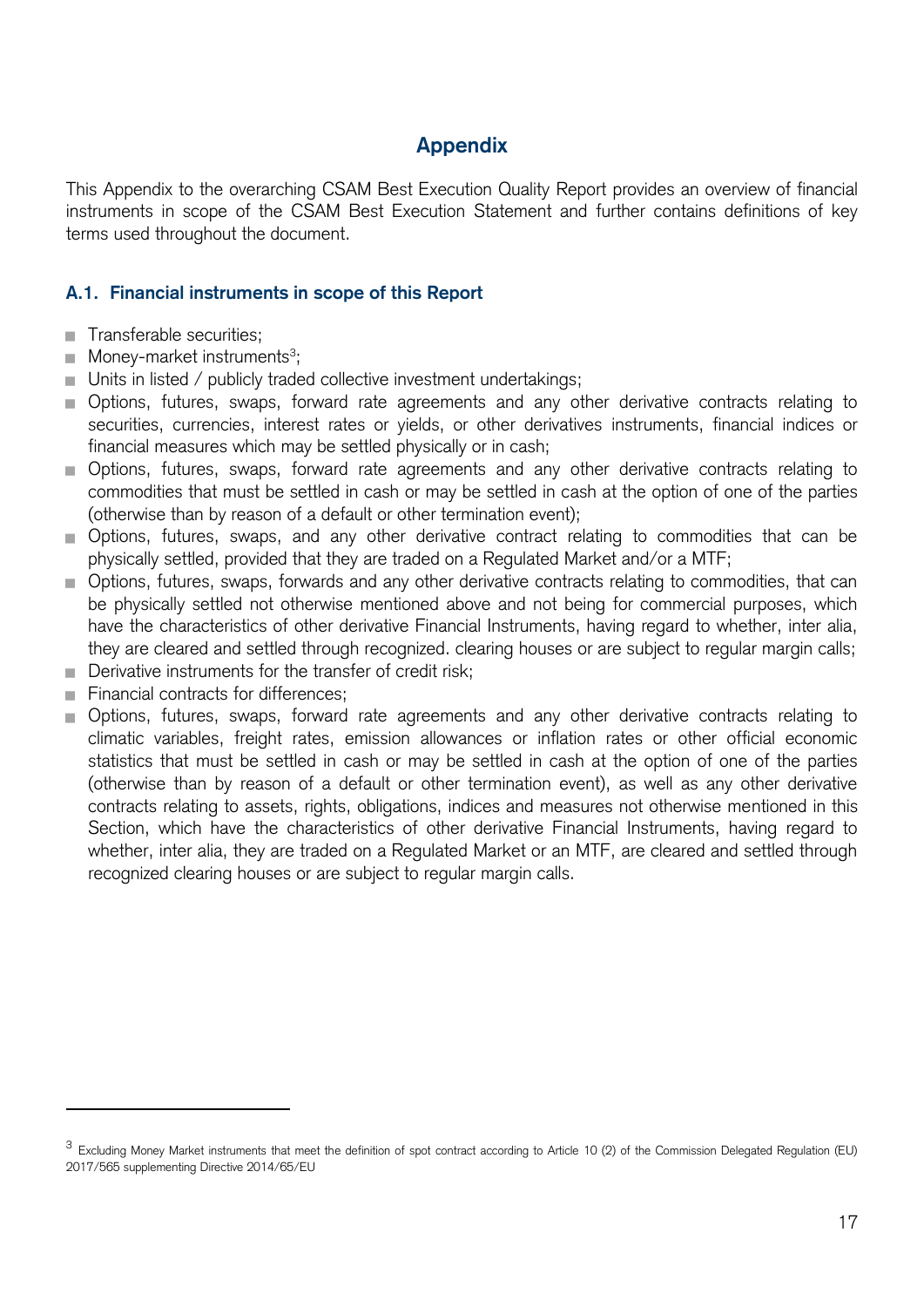# Appendix

This Appendix to the overarching CSAM Best Execution Quality Report provides an overview of financial instruments in scope of the CSAM Best Execution Statement and further contains definitions of key terms used throughout the document.

### A.1. Financial instruments in scope of this Report

- Transferable securities;
- Money-market instruments[3];
- Units in listed / publicly traded collective investment undertakings;
- Options, futures, swaps, forward rate agreements and any other derivative contracts relating to securities, currencies, interest rates or yields, or other derivatives instruments, financial indices or financial measures which may be settled physically or in cash;
- Options, futures, swaps, forward rate agreements and any other derivative contracts relating to commodities that must be settled in cash or may be settled in cash at the option of one of the parties (otherwise than by reason of a default or other termination event);
- Options, futures, swaps, and any other derivative contract relating to commodities that can be physically settled, provided that they are traded on a Regulated Market and/or a MTF;
- Options, futures, swaps, forwards and any other derivative contracts relating to commodities, that can be physically settled not otherwise mentioned above and not being for commercial purposes, which have the characteristics of other derivative Financial Instruments, having regard to whether, inter alia, they are cleared and settled through recognized. clearing houses or are subject to regular margin calls;
- Derivative instruments for the transfer of credit risk;
- Financial contracts for differences;
- Options, futures, swaps, forward rate agreements and any other derivative contracts relating to climatic variables, freight rates, emission allowances or inflation rates or other official economic statistics that must be settled in cash or may be settled in cash at the option of one of the parties (otherwise than by reason of a default or other termination event), as well as any other derivative contracts relating to assets, rights, obligations, indices and measures not otherwise mentioned in this Section, which have the characteristics of other derivative Financial Instruments, having regard to whether, inter alia, they are traded on a Regulated Market or an MTF, are cleared and settled through recognized clearing houses or are subject to regular margin calls.

---

[3] Excluding Money Market instruments that meet the definition of spot contract according to Article 10 (2) of the Commission Delegated Regulation (EU) 2017/565 supplementing Directive 2014/65/EU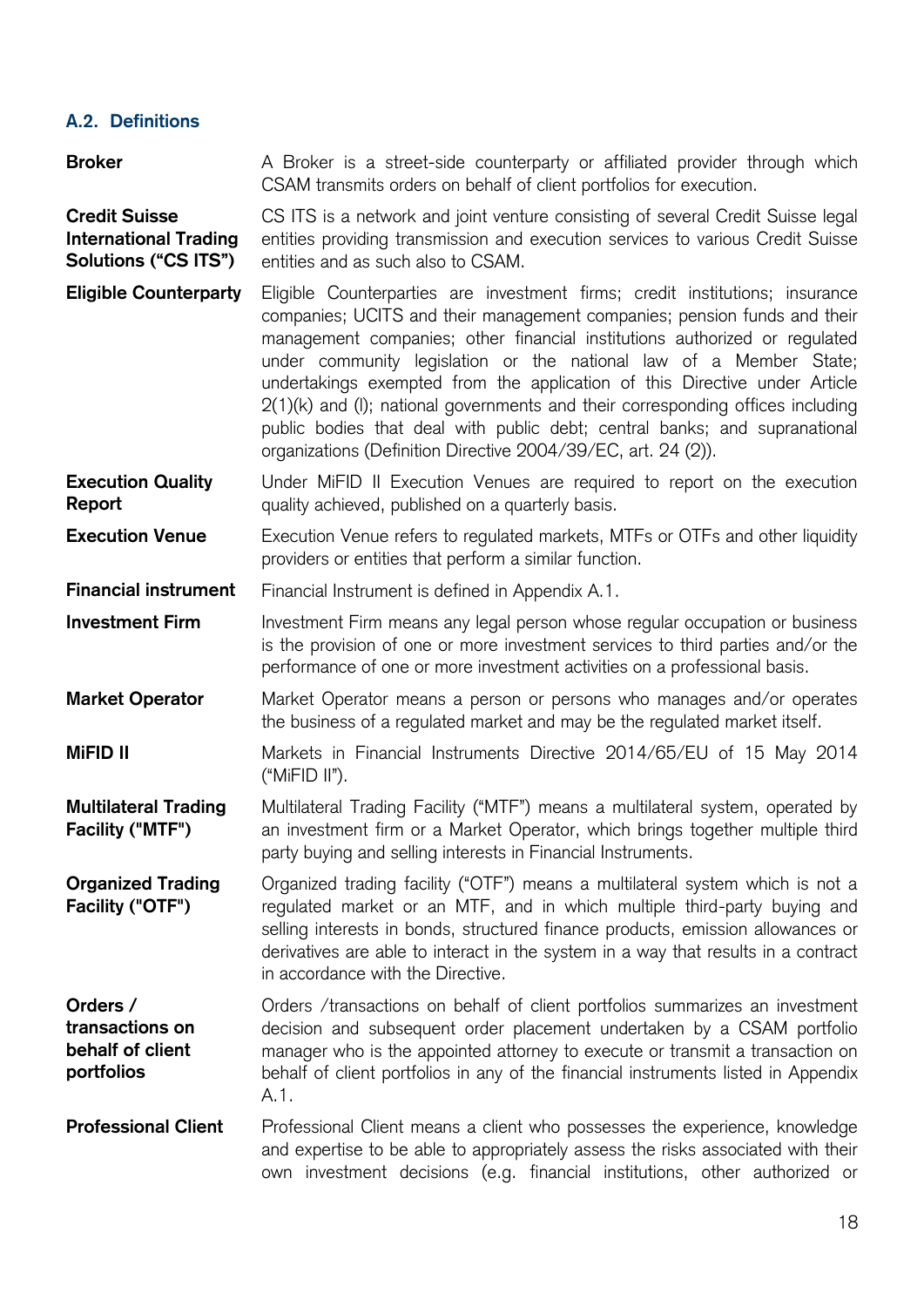### A.2. Definitions

| | |
|---|---|
| **Broker** | A Broker is a street-side counterparty or affiliated provider through which CSAM transmits orders on behalf of client portfolios for execution. |
| **Credit Suisse International Trading Solutions (“CS ITS”)** | CS ITS is a network and joint venture consisting of several Credit Suisse legal entities providing transmission and execution services to various Credit Suisse entities and as such also to CSAM. |
| **Eligible Counterparty** | Eligible Counterparties are investment firms; credit institutions; insurance companies; UCITS and their management companies; pension funds and their management companies; other financial institutions authorized or regulated under community legislation or the national law of a Member State; undertakings exempted from the application of this Directive under Article 2(1)(k) and (l); national governments and their corresponding offices including public bodies that deal with public debt; central banks; and supranational organizations (Definition Directive 2004/39/EC, art. 24 (2)). |
| **Execution Quality Report** | Under MiFID II Execution Venues are required to report on the execution quality achieved, published on a quarterly basis. |
| **Execution Venue** | Execution Venue refers to regulated markets, MTFs or OTFs and other liquidity providers or entities that perform a similar function. |
| **Financial instrument** | Financial Instrument is defined in Appendix A.1. |
| **Investment Firm** | Investment Firm means any legal person whose regular occupation or business is the provision of one or more investment services to third parties and/or the performance of one or more investment activities on a professional basis. |
| **Market Operator** | Market Operator means a person or persons who manages and/or operates the business of a regulated market and may be the regulated market itself. |
| **MiFID II** | Markets in Financial Instruments Directive 2014/65/EU of 15 May 2014 (“MiFID II”). |
| **Multilateral Trading Facility ("MTF")** | Multilateral Trading Facility (“MTF”) means a multilateral system, operated by an investment firm or a Market Operator, which brings together multiple third party buying and selling interests in Financial Instruments. |
| **Organized Trading Facility ("OTF")** | Organized trading facility (“OTF”) means a multilateral system which is not a regulated market or an MTF, and in which multiple third-party buying and selling interests in bonds, structured finance products, emission allowances or derivatives are able to interact in the system in a way that results in a contract in accordance with the Directive. |
| **Orders / transactions on behalf of client portfolios** | Orders /transactions on behalf of client portfolios summarizes an investment decision and subsequent order placement undertaken by a CSAM portfolio manager who is the appointed attorney to execute or transmit a transaction on behalf of client portfolios in any of the financial instruments listed in Appendix A.1. |
| **Professional Client** | Professional Client means a client who possesses the experience, knowledge and expertise to be able to appropriately assess the risks associated with their own investment decisions (e.g. financial institutions, other authorized or |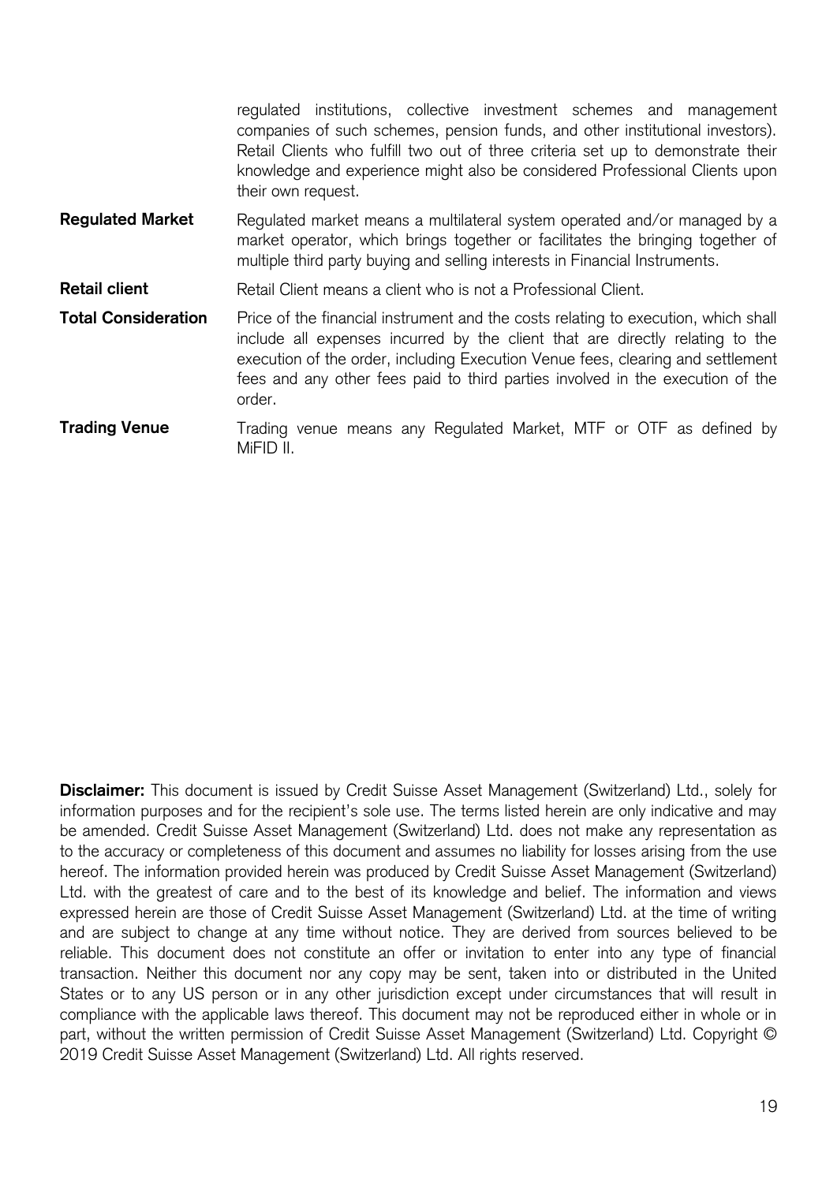| | |
|---|---|
| | regulated institutions, collective investment schemes and management companies of such schemes, pension funds, and other institutional investors). Retail Clients who fulfill two out of three criteria set up to demonstrate their knowledge and experience might also be considered Professional Clients upon their own request. |
| **Regulated Market** | Regulated market means a multilateral system operated and/or managed by a market operator, which brings together or facilitates the bringing together of multiple third party buying and selling interests in Financial Instruments. |
| **Retail client** | Retail Client means a client who is not a Professional Client. |
| **Total Consideration** | Price of the financial instrument and the costs relating to execution, which shall include all expenses incurred by the client that are directly relating to the execution of the order, including Execution Venue fees, clearing and settlement fees and any other fees paid to third parties involved in the execution of the order. |
| **Trading Venue** | Trading venue means any Regulated Market, MTF or OTF as defined by MiFID II. |

**Disclaimer:** This document is issued by Credit Suisse Asset Management (Switzerland) Ltd., solely for information purposes and for the recipient's sole use. The terms listed herein are only indicative and may be amended. Credit Suisse Asset Management (Switzerland) Ltd. does not make any representation as to the accuracy or completeness of this document and assumes no liability for losses arising from the use hereof. The information provided herein was produced by Credit Suisse Asset Management (Switzerland) Ltd. with the greatest of care and to the best of its knowledge and belief. The information and views expressed herein are those of Credit Suisse Asset Management (Switzerland) Ltd. at the time of writing and are subject to change at any time without notice. They are derived from sources believed to be reliable. This document does not constitute an offer or invitation to enter into any type of financial transaction. Neither this document nor any copy may be sent, taken into or distributed in the United States or to any US person or in any other jurisdiction except under circumstances that will result in compliance with the applicable laws thereof. This document may not be reproduced either in whole or in part, without the written permission of Credit Suisse Asset Management (Switzerland) Ltd. Copyright © 2019 Credit Suisse Asset Management (Switzerland) Ltd. All rights reserved.